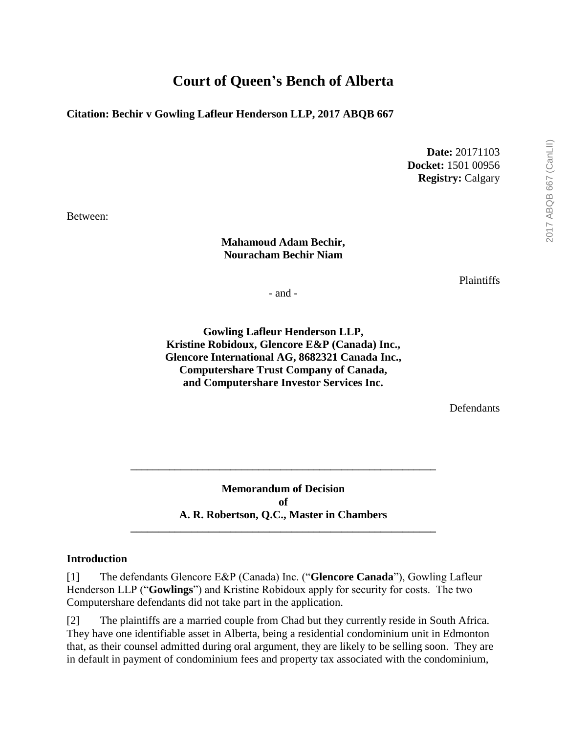# Court of Queen's Bench of Alberta

**Citation: Bechir v Gowling Lafleur Henderson LLP, 2017 ABQB 667**

**Date:** 20171103
**Docket:** 1501 00956
**Registry:** Calgary

Between:

**Mahamoud Adam Bechir,**
**Nouracham Bechir Niam**

Plaintiffs

- and -

**Gowling Lafleur Henderson LLP,**
**Kristine Robidoux, Glencore E&P (Canada) Inc.,**
**Glencore International AG, 8682321 Canada Inc.,**
**Computershare Trust Company of Canada,**
**and Computershare Investor Services Inc.**

Defendants

---

**Memorandum of Decision**
**of**
**A. R. Robertson, Q.C., Master in Chambers**

---

## Introduction

[1] The defendants Glencore E&P (Canada) Inc. ("**Glencore Canada**"), Gowling Lafleur Henderson LLP ("**Gowlings**") and Kristine Robidoux apply for security for costs. The two Computershare defendants did not take part in the application.

[2] The plaintiffs are a married couple from Chad but they currently reside in South Africa. They have one identifiable asset in Alberta, being a residential condominium unit in Edmonton that, as their counsel admitted during oral argument, they are likely to be selling soon. They are in default in payment of condominium fees and property tax associated with the condominium,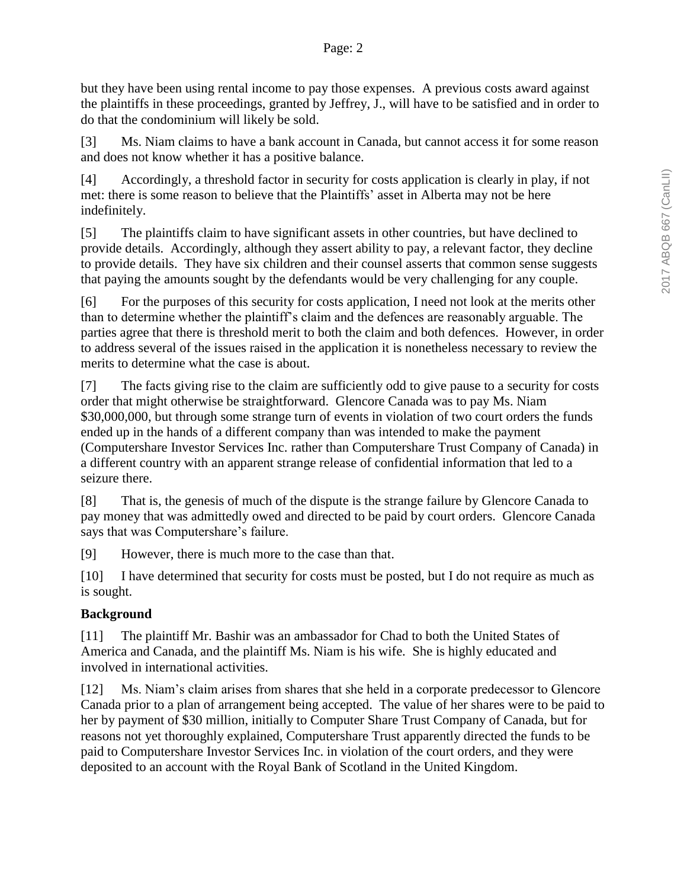but they have been using rental income to pay those expenses. A previous costs award against the plaintiffs in these proceedings, granted by Jeffrey, J., will have to be satisfied and in order to do that the condominium will likely be sold.

[3] Ms. Niam claims to have a bank account in Canada, but cannot access it for some reason and does not know whether it has a positive balance.

[4] Accordingly, a threshold factor in security for costs application is clearly in play, if not met: there is some reason to believe that the Plaintiffs' asset in Alberta may not be here indefinitely.

[5] The plaintiffs claim to have significant assets in other countries, but have declined to provide details. Accordingly, although they assert ability to pay, a relevant factor, they decline to provide details. They have six children and their counsel asserts that common sense suggests that paying the amounts sought by the defendants would be very challenging for any couple.

[6] For the purposes of this security for costs application, I need not look at the merits other than to determine whether the plaintiff's claim and the defences are reasonably arguable. The parties agree that there is threshold merit to both the claim and both defences. However, in order to address several of the issues raised in the application it is nonetheless necessary to review the merits to determine what the case is about.

[7] The facts giving rise to the claim are sufficiently odd to give pause to a security for costs order that might otherwise be straightforward. Glencore Canada was to pay Ms. Niam \$30,000,000, but through some strange turn of events in violation of two court orders the funds ended up in the hands of a different company than was intended to make the payment (Computershare Investor Services Inc. rather than Computershare Trust Company of Canada) in a different country with an apparent strange release of confidential information that led to a seizure there.

[8] That is, the genesis of much of the dispute is the strange failure by Glencore Canada to pay money that was admittedly owed and directed to be paid by court orders. Glencore Canada says that was Computershare's failure.

[9] However, there is much more to the case than that.

[10] I have determined that security for costs must be posted, but I do not require as much as is sought.

**Background**

[11] The plaintiff Mr. Bashir was an ambassador for Chad to both the United States of America and Canada, and the plaintiff Ms. Niam is his wife. She is highly educated and involved in international activities.

[12] Ms. Niam's claim arises from shares that she held in a corporate predecessor to Glencore Canada prior to a plan of arrangement being accepted. The value of her shares were to be paid to her by payment of \$30 million, initially to Computer Share Trust Company of Canada, but for reasons not yet thoroughly explained, Computershare Trust apparently directed the funds to be paid to Computershare Investor Services Inc. in violation of the court orders, and they were deposited to an account with the Royal Bank of Scotland in the United Kingdom.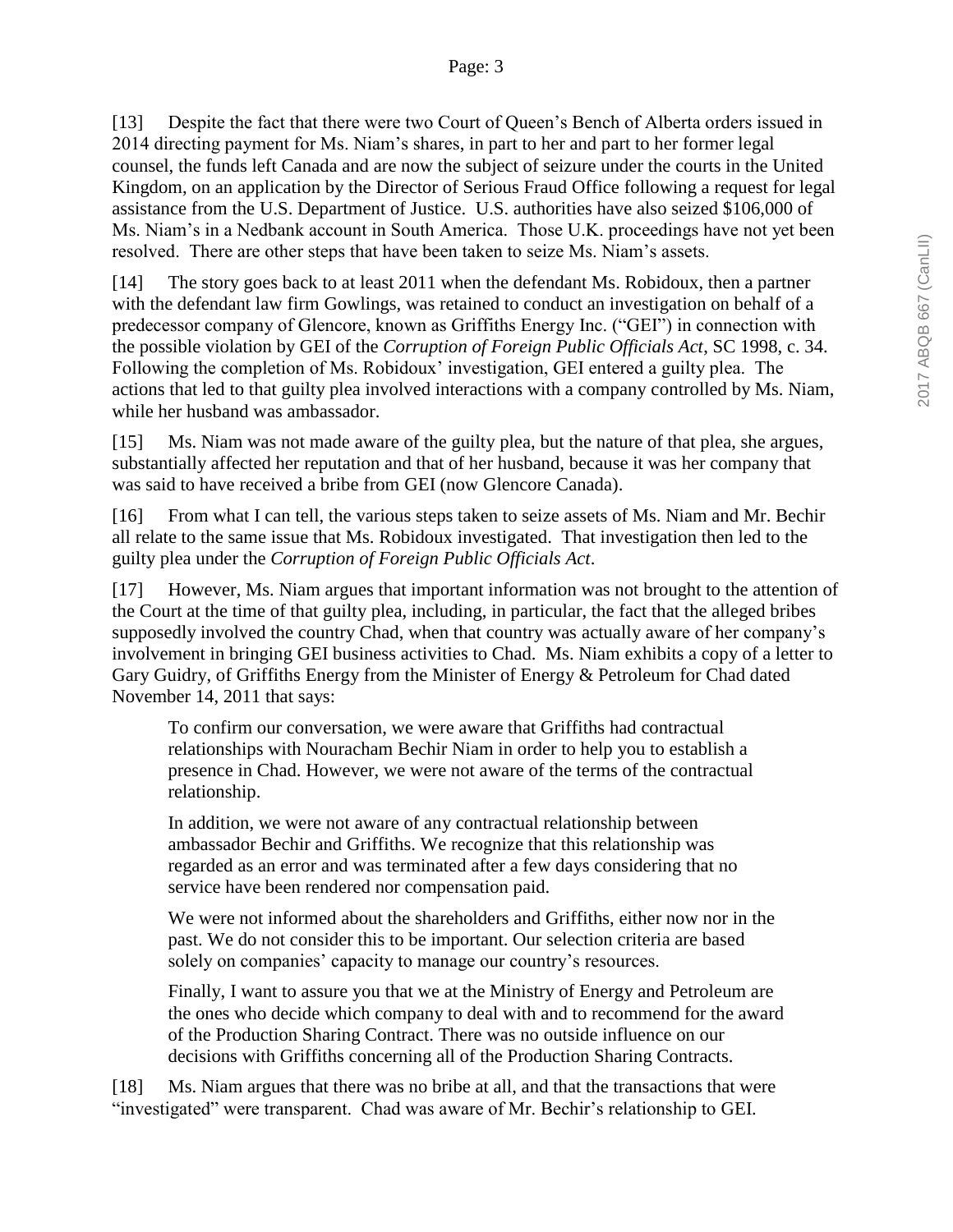[13] Despite the fact that there were two Court of Queen's Bench of Alberta orders issued in 2014 directing payment for Ms. Niam's shares, in part to her and part to her former legal counsel, the funds left Canada and are now the subject of seizure under the courts in the United Kingdom, on an application by the Director of Serious Fraud Office following a request for legal assistance from the U.S. Department of Justice. U.S. authorities have also seized $106,000 of Ms. Niam's in a Nedbank account in South America. Those U.K. proceedings have not yet been resolved. There are other steps that have been taken to seize Ms. Niam's assets.

[14] The story goes back to at least 2011 when the defendant Ms. Robidoux, then a partner with the defendant law firm Gowlings, was retained to conduct an investigation on behalf of a predecessor company of Glencore, known as Griffiths Energy Inc. ("GEI") in connection with the possible violation by GEI of the *Corruption of Foreign Public Officials Act*, SC 1998, c. 34. Following the completion of Ms. Robidoux' investigation, GEI entered a guilty plea. The actions that led to that guilty plea involved interactions with a company controlled by Ms. Niam, while her husband was ambassador.

[15] Ms. Niam was not made aware of the guilty plea, but the nature of that plea, she argues, substantially affected her reputation and that of her husband, because it was her company that was said to have received a bribe from GEI (now Glencore Canada).

[16] From what I can tell, the various steps taken to seize assets of Ms. Niam and Mr. Bechir all relate to the same issue that Ms. Robidoux investigated. That investigation then led to the guilty plea under the *Corruption of Foreign Public Officials Act*.

[17] However, Ms. Niam argues that important information was not brought to the attention of the Court at the time of that guilty plea, including, in particular, the fact that the alleged bribes supposedly involved the country Chad, when that country was actually aware of her company's involvement in bringing GEI business activities to Chad. Ms. Niam exhibits a copy of a letter to Gary Guidry, of Griffiths Energy from the Minister of Energy & Petroleum for Chad dated November 14, 2011 that says:

> To confirm our conversation, we were aware that Griffiths had contractual relationships with Nouracham Bechir Niam in order to help you to establish a presence in Chad. However, we were not aware of the terms of the contractual relationship.
>
> In addition, we were not aware of any contractual relationship between ambassador Bechir and Griffiths. We recognize that this relationship was regarded as an error and was terminated after a few days considering that no service have been rendered nor compensation paid.
>
> We were not informed about the shareholders and Griffiths, either now nor in the past. We do not consider this to be important. Our selection criteria are based solely on companies' capacity to manage our country's resources.
>
> Finally, I want to assure you that we at the Ministry of Energy and Petroleum are the ones who decide which company to deal with and to recommend for the award of the Production Sharing Contract. There was no outside influence on our decisions with Griffiths concerning all of the Production Sharing Contracts.

[18] Ms. Niam argues that there was no bribe at all, and that the transactions that were "investigated" were transparent. Chad was aware of Mr. Bechir's relationship to GEI.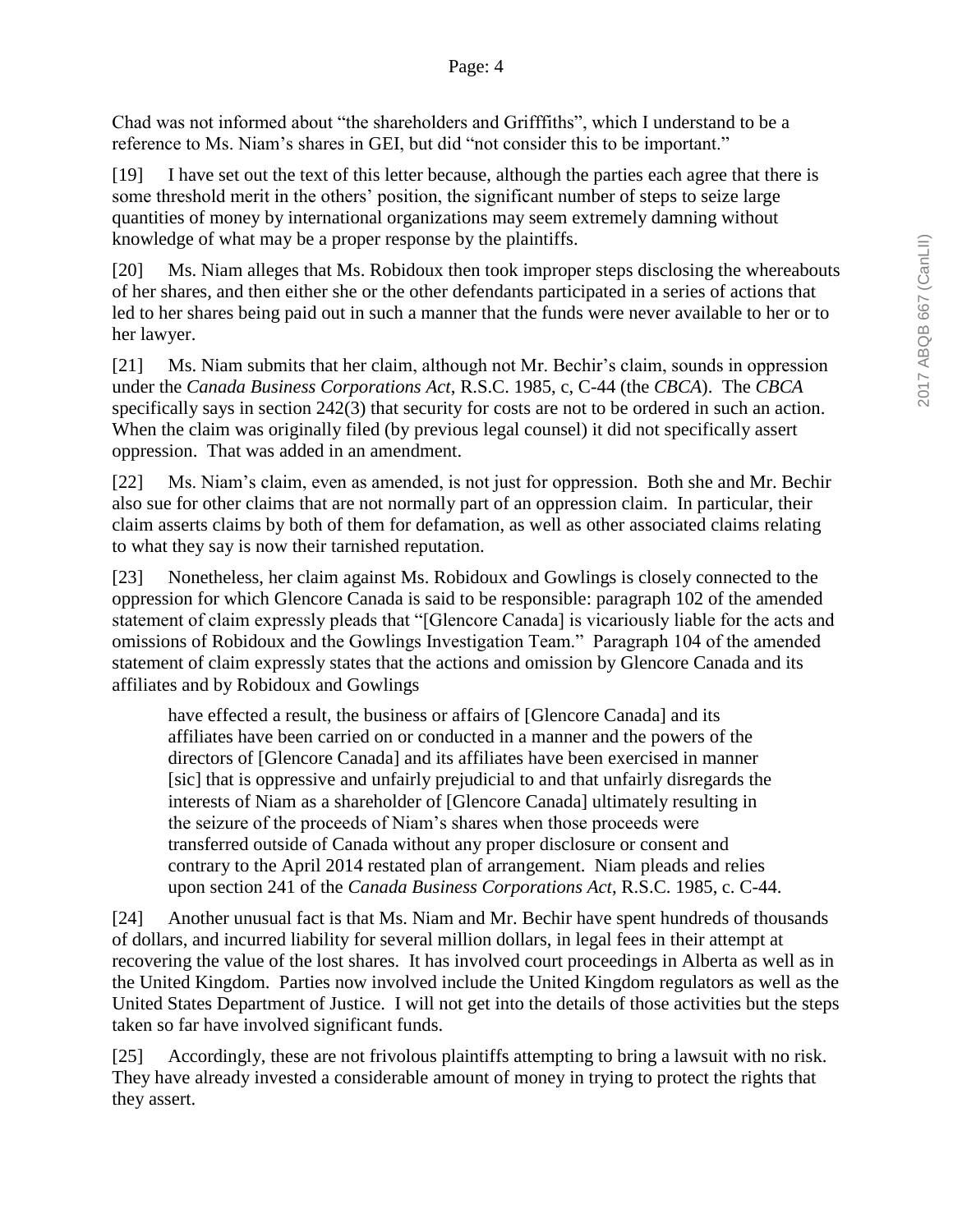Chad was not informed about "the shareholders and Grifffiths", which I understand to be a reference to Ms. Niam's shares in GEI, but did "not consider this to be important."

[19] I have set out the text of this letter because, although the parties each agree that there is some threshold merit in the others' position, the significant number of steps to seize large quantities of money by international organizations may seem extremely damning without knowledge of what may be a proper response by the plaintiffs.

[20] Ms. Niam alleges that Ms. Robidoux then took improper steps disclosing the whereabouts of her shares, and then either she or the other defendants participated in a series of actions that led to her shares being paid out in such a manner that the funds were never available to her or to her lawyer.

[21] Ms. Niam submits that her claim, although not Mr. Bechir's claim, sounds in oppression under the *Canada Business Corporations Act*, R.S.C. 1985, c, C-44 (the *CBCA*). The *CBCA* specifically says in section 242(3) that security for costs are not to be ordered in such an action. When the claim was originally filed (by previous legal counsel) it did not specifically assert oppression. That was added in an amendment.

[22] Ms. Niam's claim, even as amended, is not just for oppression. Both she and Mr. Bechir also sue for other claims that are not normally part of an oppression claim. In particular, their claim asserts claims by both of them for defamation, as well as other associated claims relating to what they say is now their tarnished reputation.

[23] Nonetheless, her claim against Ms. Robidoux and Gowlings is closely connected to the oppression for which Glencore Canada is said to be responsible: paragraph 102 of the amended statement of claim expressly pleads that "[Glencore Canada] is vicariously liable for the acts and omissions of Robidoux and the Gowlings Investigation Team." Paragraph 104 of the amended statement of claim expressly states that the actions and omission by Glencore Canada and its affiliates and by Robidoux and Gowlings

> have effected a result, the business or affairs of [Glencore Canada] and its affiliates have been carried on or conducted in a manner and the powers of the directors of [Glencore Canada] and its affiliates have been exercised in manner [sic] that is oppressive and unfairly prejudicial to and that unfairly disregards the interests of Niam as a shareholder of [Glencore Canada] ultimately resulting in the seizure of the proceeds of Niam's shares when those proceeds were transferred outside of Canada without any proper disclosure or consent and contrary to the April 2014 restated plan of arrangement. Niam pleads and relies upon section 241 of the *Canada Business Corporations Act*, R.S.C. 1985, c. C-44.

[24] Another unusual fact is that Ms. Niam and Mr. Bechir have spent hundreds of thousands of dollars, and incurred liability for several million dollars, in legal fees in their attempt at recovering the value of the lost shares. It has involved court proceedings in Alberta as well as in the United Kingdom. Parties now involved include the United Kingdom regulators as well as the United States Department of Justice. I will not get into the details of those activities but the steps taken so far have involved significant funds.

[25] Accordingly, these are not frivolous plaintiffs attempting to bring a lawsuit with no risk. They have already invested a considerable amount of money in trying to protect the rights that they assert.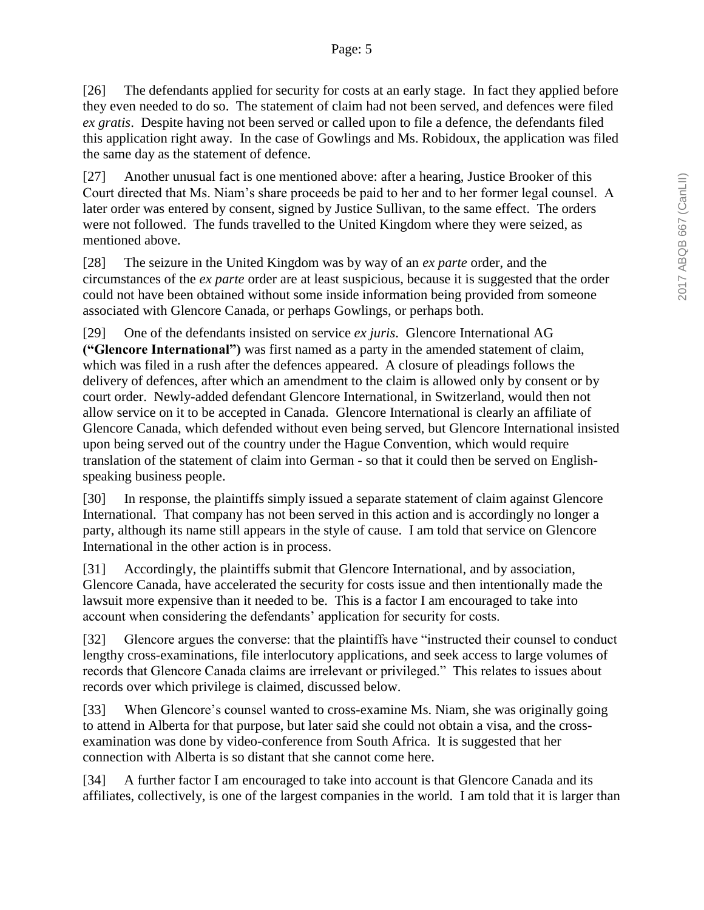[26] The defendants applied for security for costs at an early stage. In fact they applied before they even needed to do so. The statement of claim had not been served, and defences were filed *ex gratis*. Despite having not been served or called upon to file a defence, the defendants filed this application right away. In the case of Gowlings and Ms. Robidoux, the application was filed the same day as the statement of defence.

[27] Another unusual fact is one mentioned above: after a hearing, Justice Brooker of this Court directed that Ms. Niam's share proceeds be paid to her and to her former legal counsel. A later order was entered by consent, signed by Justice Sullivan, to the same effect. The orders were not followed. The funds travelled to the United Kingdom where they were seized, as mentioned above.

[28] The seizure in the United Kingdom was by way of an *ex parte* order, and the circumstances of the *ex parte* order are at least suspicious, because it is suggested that the order could not have been obtained without some inside information being provided from someone associated with Glencore Canada, or perhaps Gowlings, or perhaps both.

[29] One of the defendants insisted on service *ex juris*. Glencore International AG **("Glencore International")** was first named as a party in the amended statement of claim, which was filed in a rush after the defences appeared. A closure of pleadings follows the delivery of defences, after which an amendment to the claim is allowed only by consent or by court order. Newly-added defendant Glencore International, in Switzerland, would then not allow service on it to be accepted in Canada. Glencore International is clearly an affiliate of Glencore Canada, which defended without even being served, but Glencore International insisted upon being served out of the country under the Hague Convention, which would require translation of the statement of claim into German - so that it could then be served on English-speaking business people.

[30] In response, the plaintiffs simply issued a separate statement of claim against Glencore International. That company has not been served in this action and is accordingly no longer a party, although its name still appears in the style of cause. I am told that service on Glencore International in the other action is in process.

[31] Accordingly, the plaintiffs submit that Glencore International, and by association, Glencore Canada, have accelerated the security for costs issue and then intentionally made the lawsuit more expensive than it needed to be. This is a factor I am encouraged to take into account when considering the defendants' application for security for costs.

[32] Glencore argues the converse: that the plaintiffs have "instructed their counsel to conduct lengthy cross-examinations, file interlocutory applications, and seek access to large volumes of records that Glencore Canada claims are irrelevant or privileged." This relates to issues about records over which privilege is claimed, discussed below.

[33] When Glencore's counsel wanted to cross-examine Ms. Niam, she was originally going to attend in Alberta for that purpose, but later said she could not obtain a visa, and the cross-examination was done by video-conference from South Africa. It is suggested that her connection with Alberta is so distant that she cannot come here.

[34] A further factor I am encouraged to take into account is that Glencore Canada and its affiliates, collectively, is one of the largest companies in the world. I am told that it is larger than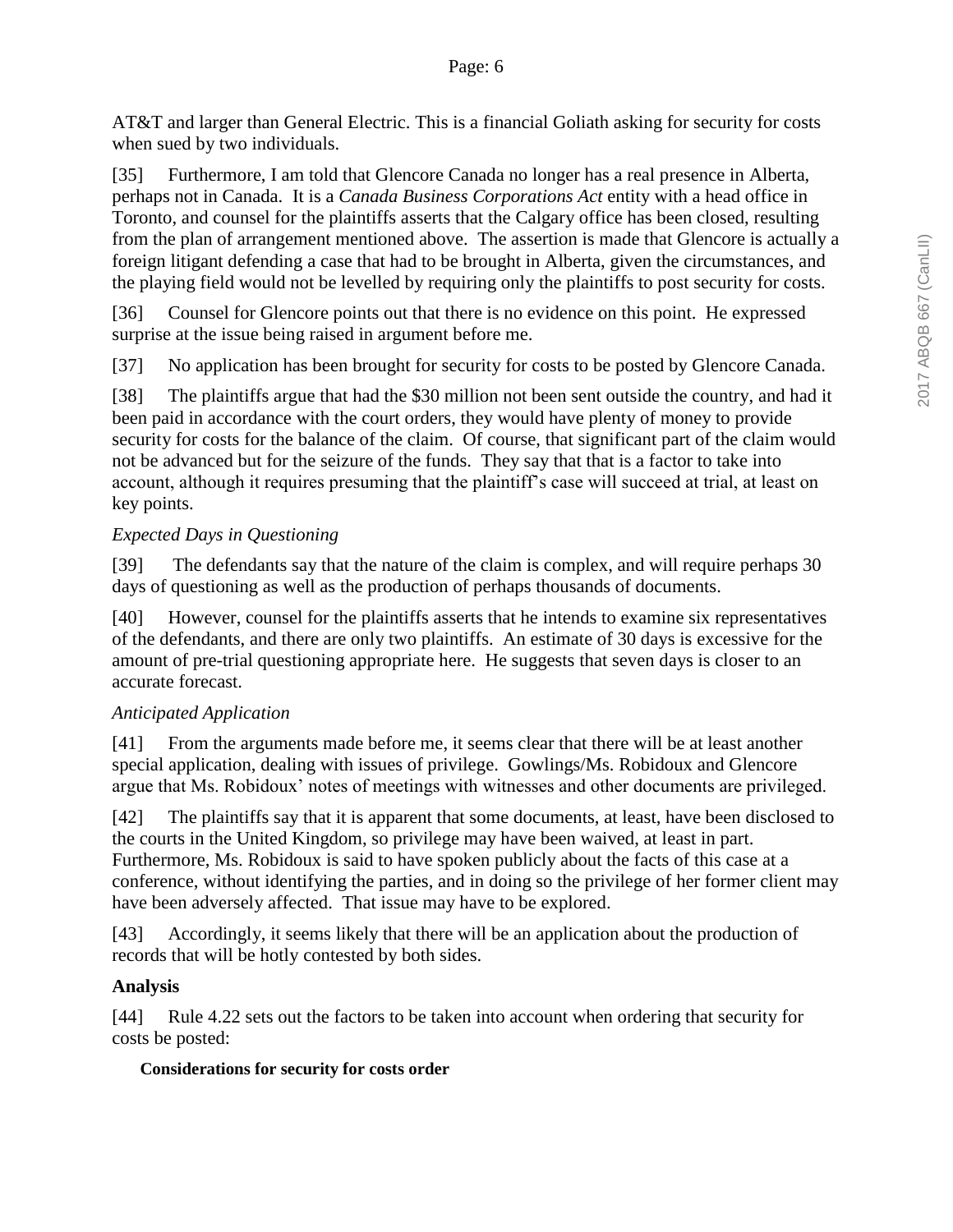AT&T and larger than General Electric. This is a financial Goliath asking for security for costs when sued by two individuals.

[35] Furthermore, I am told that Glencore Canada no longer has a real presence in Alberta, perhaps not in Canada. It is a *Canada Business Corporations Act* entity with a head office in Toronto, and counsel for the plaintiffs asserts that the Calgary office has been closed, resulting from the plan of arrangement mentioned above. The assertion is made that Glencore is actually a foreign litigant defending a case that had to be brought in Alberta, given the circumstances, and the playing field would not be levelled by requiring only the plaintiffs to post security for costs.

[36] Counsel for Glencore points out that there is no evidence on this point. He expressed surprise at the issue being raised in argument before me.

[37] No application has been brought for security for costs to be posted by Glencore Canada.

[38] The plaintiffs argue that had the $30 million not been sent outside the country, and had it been paid in accordance with the court orders, they would have plenty of money to provide security for costs for the balance of the claim. Of course, that significant part of the claim would not be advanced but for the seizure of the funds. They say that that is a factor to take into account, although it requires presuming that the plaintiff's case will succeed at trial, at least on key points.

*Expected Days in Questioning*

[39] The defendants say that the nature of the claim is complex, and will require perhaps 30 days of questioning as well as the production of perhaps thousands of documents.

[40] However, counsel for the plaintiffs asserts that he intends to examine six representatives of the defendants, and there are only two plaintiffs. An estimate of 30 days is excessive for the amount of pre-trial questioning appropriate here. He suggests that seven days is closer to an accurate forecast.

*Anticipated Application*

[41] From the arguments made before me, it seems clear that there will be at least another special application, dealing with issues of privilege. Gowlings/Ms. Robidoux and Glencore argue that Ms. Robidoux' notes of meetings with witnesses and other documents are privileged.

[42] The plaintiffs say that it is apparent that some documents, at least, have been disclosed to the courts in the United Kingdom, so privilege may have been waived, at least in part. Furthermore, Ms. Robidoux is said to have spoken publicly about the facts of this case at a conference, without identifying the parties, and in doing so the privilege of her former client may have been adversely affected. That issue may have to be explored.

[43] Accordingly, it seems likely that there will be an application about the production of records that will be hotly contested by both sides.

**Analysis**

[44] Rule 4.22 sets out the factors to be taken into account when ordering that security for costs be posted:

**Considerations for security for costs order**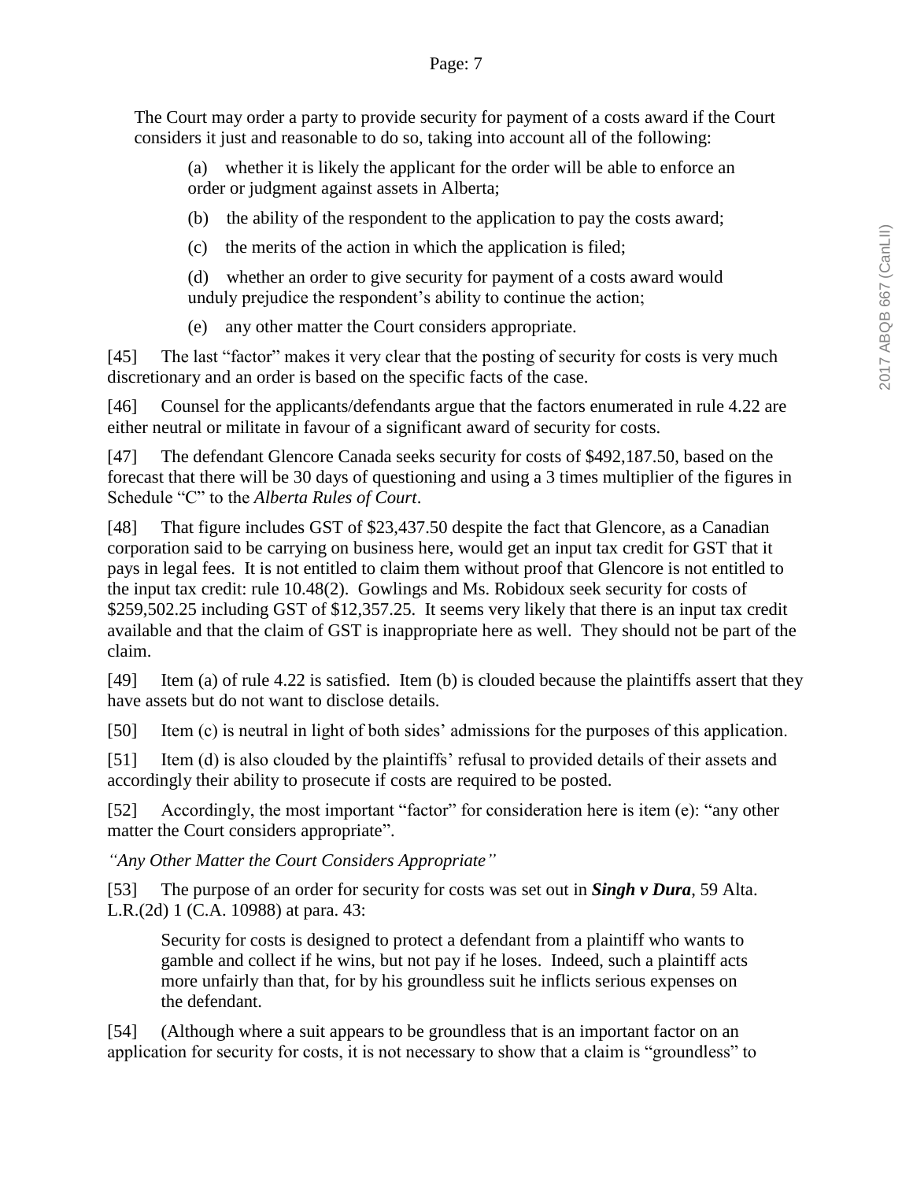The Court may order a party to provide security for payment of a costs award if the Court considers it just and reasonable to do so, taking into account all of the following:

> (a) whether it is likely the applicant for the order will be able to enforce an order or judgment against assets in Alberta;
>
> (b) the ability of the respondent to the application to pay the costs award;
>
> (c) the merits of the action in which the application is filed;
>
> (d) whether an order to give security for payment of a costs award would unduly prejudice the respondent's ability to continue the action;
>
> (e) any other matter the Court considers appropriate.

[45] The last "factor" makes it very clear that the posting of security for costs is very much discretionary and an order is based on the specific facts of the case.

[46] Counsel for the applicants/defendants argue that the factors enumerated in rule 4.22 are either neutral or militate in favour of a significant award of security for costs.

[47] The defendant Glencore Canada seeks security for costs of $492,187.50, based on the forecast that there will be 30 days of questioning and using a 3 times multiplier of the figures in Schedule "C" to the *Alberta Rules of Court*.

[48] That figure includes GST of $23,437.50 despite the fact that Glencore, as a Canadian corporation said to be carrying on business here, would get an input tax credit for GST that it pays in legal fees. It is not entitled to claim them without proof that Glencore is not entitled to the input tax credit: rule 10.48(2). Gowlings and Ms. Robidoux seek security for costs of $259,502.25 including GST of $12,357.25. It seems very likely that there is an input tax credit available and that the claim of GST is inappropriate here as well. They should not be part of the claim.

[49] Item (a) of rule 4.22 is satisfied. Item (b) is clouded because the plaintiffs assert that they have assets but do not want to disclose details.

[50] Item (c) is neutral in light of both sides' admissions for the purposes of this application.

[51] Item (d) is also clouded by the plaintiffs' refusal to provided details of their assets and accordingly their ability to prosecute if costs are required to be posted.

[52] Accordingly, the most important "factor" for consideration here is item (e): "any other matter the Court considers appropriate".

*"Any Other Matter the Court Considers Appropriate"*

[53] The purpose of an order for security for costs was set out in ***Singh v Dura***, 59 Alta. L.R.(2d) 1 (C.A. 10988) at para. 43:

> Security for costs is designed to protect a defendant from a plaintiff who wants to gamble and collect if he wins, but not pay if he loses. Indeed, such a plaintiff acts more unfairly than that, for by his groundless suit he inflicts serious expenses on the defendant.

[54] (Although where a suit appears to be groundless that is an important factor on an application for security for costs, it is not necessary to show that a claim is "groundless" to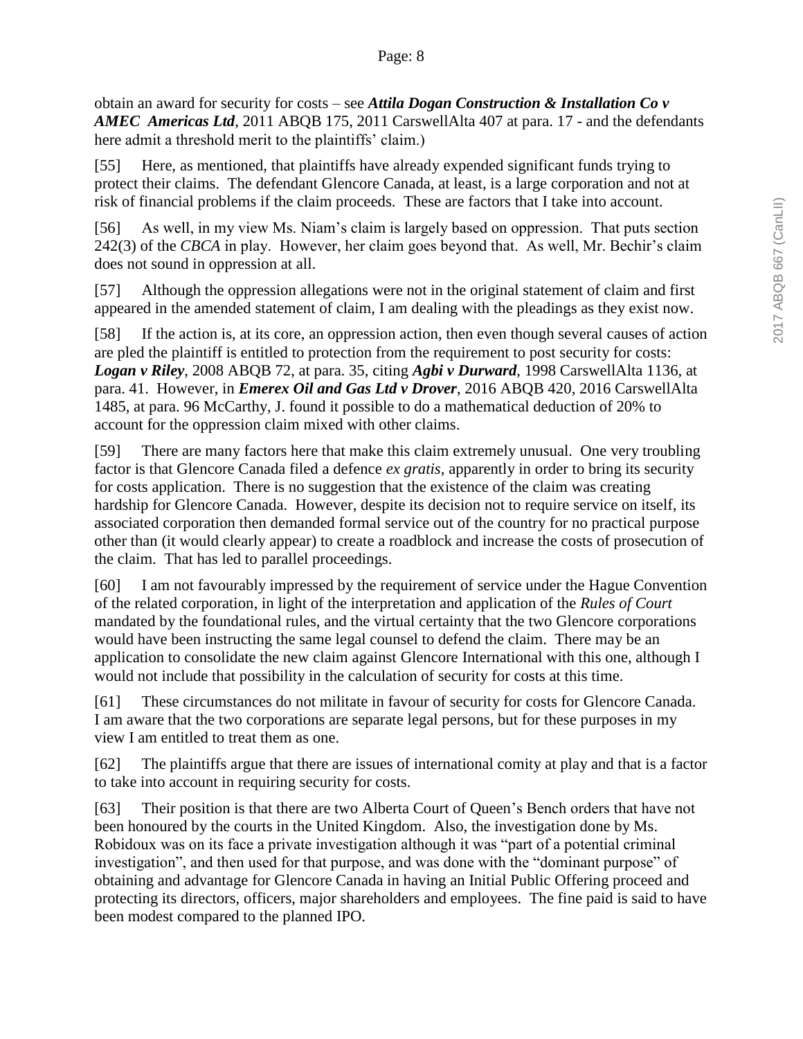obtain an award for security for costs – see ***Attila Dogan Construction & Installation Co v AMEC Americas Ltd***, 2011 ABQB 175, 2011 CarswellAlta 407 at para. 17 - and the defendants here admit a threshold merit to the plaintiffs' claim.)

[55] Here, as mentioned, that plaintiffs have already expended significant funds trying to protect their claims. The defendant Glencore Canada, at least, is a large corporation and not at risk of financial problems if the claim proceeds. These are factors that I take into account.

[56] As well, in my view Ms. Niam's claim is largely based on oppression. That puts section 242(3) of the *CBCA* in play. However, her claim goes beyond that. As well, Mr. Bechir's claim does not sound in oppression at all.

[57] Although the oppression allegations were not in the original statement of claim and first appeared in the amended statement of claim, I am dealing with the pleadings as they exist now.

[58] If the action is, at its core, an oppression action, then even though several causes of action are pled the plaintiff is entitled to protection from the requirement to post security for costs: ***Logan v Riley***, 2008 ABQB 72, at para. 35, citing ***Agbi v Durward***, 1998 CarswellAlta 1136, at para. 41. However, in ***Emerex Oil and Gas Ltd v Drover***, 2016 ABQB 420, 2016 CarswellAlta 1485, at para. 96 McCarthy, J. found it possible to do a mathematical deduction of 20% to account for the oppression claim mixed with other claims.

[59] There are many factors here that make this claim extremely unusual. One very troubling factor is that Glencore Canada filed a defence *ex gratis*, apparently in order to bring its security for costs application. There is no suggestion that the existence of the claim was creating hardship for Glencore Canada. However, despite its decision not to require service on itself, its associated corporation then demanded formal service out of the country for no practical purpose other than (it would clearly appear) to create a roadblock and increase the costs of prosecution of the claim. That has led to parallel proceedings.

[60] I am not favourably impressed by the requirement of service under the Hague Convention of the related corporation, in light of the interpretation and application of the *Rules of Court* mandated by the foundational rules, and the virtual certainty that the two Glencore corporations would have been instructing the same legal counsel to defend the claim. There may be an application to consolidate the new claim against Glencore International with this one, although I would not include that possibility in the calculation of security for costs at this time.

[61] These circumstances do not militate in favour of security for costs for Glencore Canada. I am aware that the two corporations are separate legal persons, but for these purposes in my view I am entitled to treat them as one.

[62] The plaintiffs argue that there are issues of international comity at play and that is a factor to take into account in requiring security for costs.

[63] Their position is that there are two Alberta Court of Queen's Bench orders that have not been honoured by the courts in the United Kingdom. Also, the investigation done by Ms. Robidoux was on its face a private investigation although it was "part of a potential criminal investigation", and then used for that purpose, and was done with the "dominant purpose" of obtaining and advantage for Glencore Canada in having an Initial Public Offering proceed and protecting its directors, officers, major shareholders and employees. The fine paid is said to have been modest compared to the planned IPO.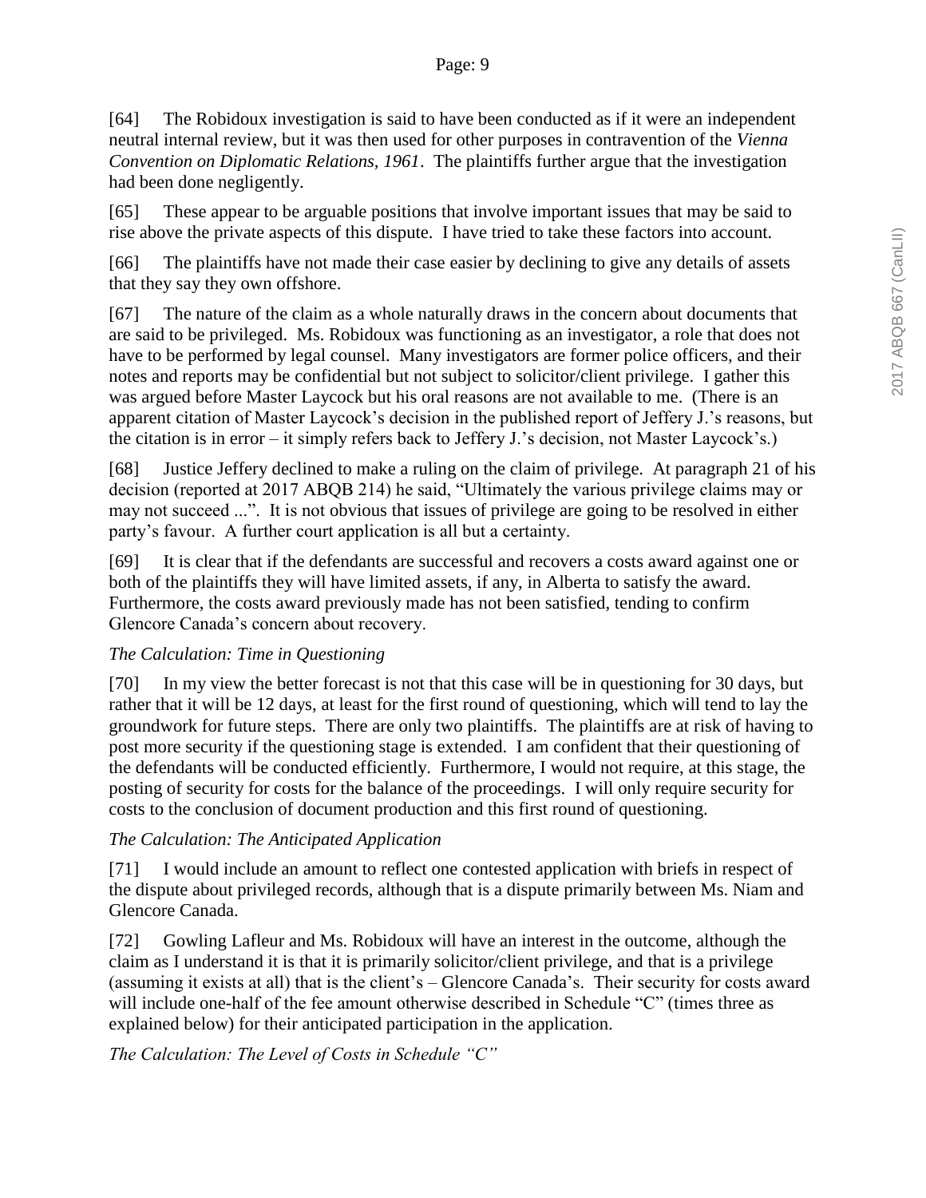[64] The Robidoux investigation is said to have been conducted as if it were an independent neutral internal review, but it was then used for other purposes in contravention of the *Vienna Convention on Diplomatic Relations, 1961*. The plaintiffs further argue that the investigation had been done negligently.

[65] These appear to be arguable positions that involve important issues that may be said to rise above the private aspects of this dispute. I have tried to take these factors into account.

[66] The plaintiffs have not made their case easier by declining to give any details of assets that they say they own offshore.

[67] The nature of the claim as a whole naturally draws in the concern about documents that are said to be privileged. Ms. Robidoux was functioning as an investigator, a role that does not have to be performed by legal counsel. Many investigators are former police officers, and their notes and reports may be confidential but not subject to solicitor/client privilege. I gather this was argued before Master Laycock but his oral reasons are not available to me. (There is an apparent citation of Master Laycock's decision in the published report of Jeffery J.'s reasons, but the citation is in error – it simply refers back to Jeffery J.'s decision, not Master Laycock's.)

[68] Justice Jeffery declined to make a ruling on the claim of privilege. At paragraph 21 of his decision (reported at 2017 ABQB 214) he said, "Ultimately the various privilege claims may or may not succeed ...". It is not obvious that issues of privilege are going to be resolved in either party's favour. A further court application is all but a certainty.

[69] It is clear that if the defendants are successful and recovers a costs award against one or both of the plaintiffs they will have limited assets, if any, in Alberta to satisfy the award. Furthermore, the costs award previously made has not been satisfied, tending to confirm Glencore Canada's concern about recovery.

*The Calculation: Time in Questioning*

[70] In my view the better forecast is not that this case will be in questioning for 30 days, but rather that it will be 12 days, at least for the first round of questioning, which will tend to lay the groundwork for future steps. There are only two plaintiffs. The plaintiffs are at risk of having to post more security if the questioning stage is extended. I am confident that their questioning of the defendants will be conducted efficiently. Furthermore, I would not require, at this stage, the posting of security for costs for the balance of the proceedings. I will only require security for costs to the conclusion of document production and this first round of questioning.

*The Calculation: The Anticipated Application*

[71] I would include an amount to reflect one contested application with briefs in respect of the dispute about privileged records, although that is a dispute primarily between Ms. Niam and Glencore Canada.

[72] Gowling Lafleur and Ms. Robidoux will have an interest in the outcome, although the claim as I understand it is that it is primarily solicitor/client privilege, and that is a privilege (assuming it exists at all) that is the client's – Glencore Canada's. Their security for costs award will include one-half of the fee amount otherwise described in Schedule "C" (times three as explained below) for their anticipated participation in the application.

*The Calculation: The Level of Costs in Schedule "C"*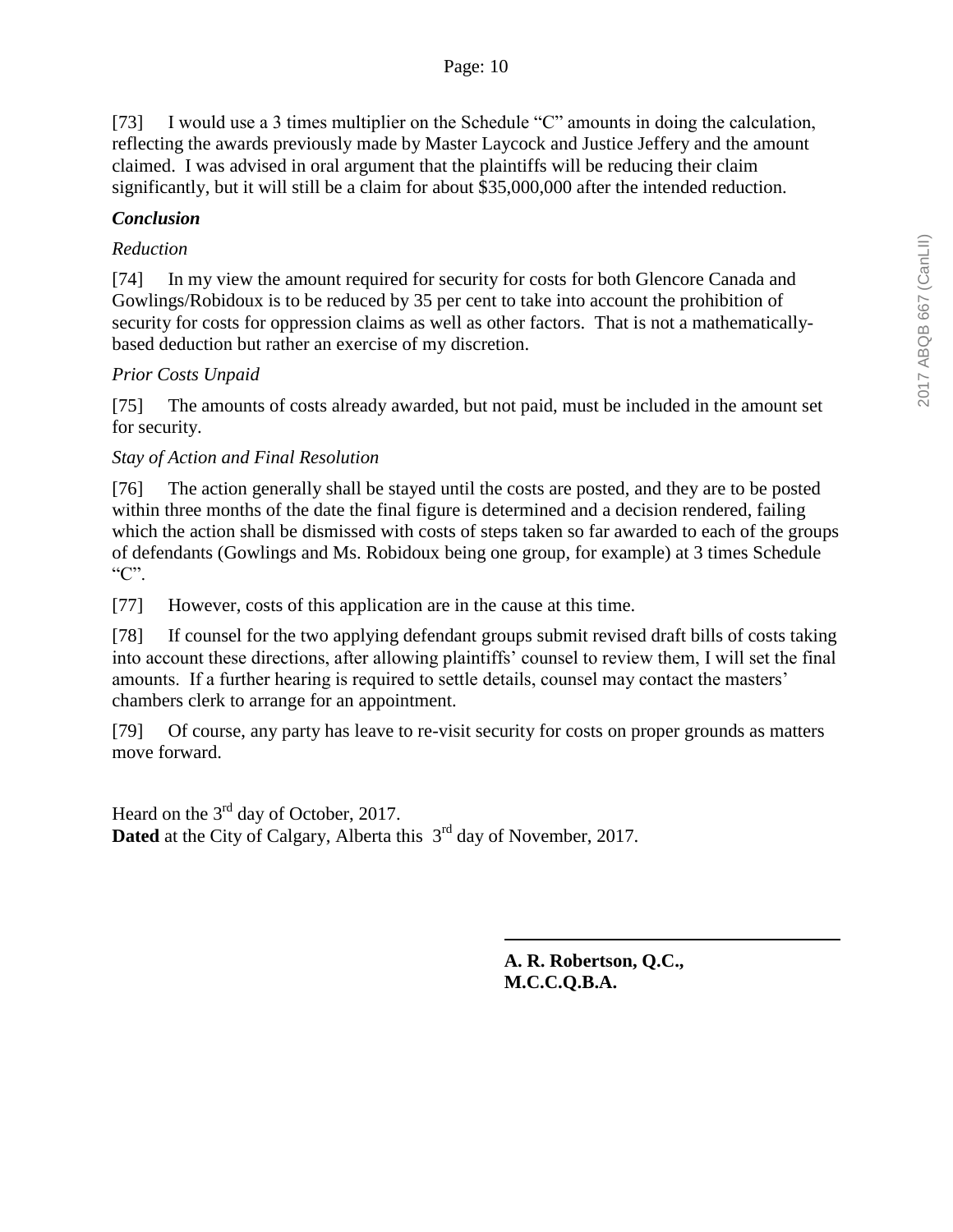[73] I would use a 3 times multiplier on the Schedule "C" amounts in doing the calculation, reflecting the awards previously made by Master Laycock and Justice Jeffery and the amount claimed. I was advised in oral argument that the plaintiffs will be reducing their claim significantly, but it will still be a claim for about $35,000,000 after the intended reduction.

***Conclusion***

*Reduction*

[74] In my view the amount required for security for costs for both Glencore Canada and Gowlings/Robidoux is to be reduced by 35 per cent to take into account the prohibition of security for costs for oppression claims as well as other factors. That is not a mathematically-based deduction but rather an exercise of my discretion.

*Prior Costs Unpaid*

[75] The amounts of costs already awarded, but not paid, must be included in the amount set for security.

*Stay of Action and Final Resolution*

[76] The action generally shall be stayed until the costs are posted, and they are to be posted within three months of the date the final figure is determined and a decision rendered, failing which the action shall be dismissed with costs of steps taken so far awarded to each of the groups of defendants (Gowlings and Ms. Robidoux being one group, for example) at 3 times Schedule "C".

[77] However, costs of this application are in the cause at this time.

[78] If counsel for the two applying defendant groups submit revised draft bills of costs taking into account these directions, after allowing plaintiffs' counsel to review them, I will set the final amounts. If a further hearing is required to settle details, counsel may contact the masters' chambers clerk to arrange for an appointment.

[79] Of course, any party has leave to re-visit security for costs on proper grounds as matters move forward.

Heard on the 3rd day of October, 2017.
**Dated** at the City of Calgary, Alberta this 3rd day of November, 2017.

**A. R. Robertson, Q.C.,**
**M.C.C.Q.B.A.**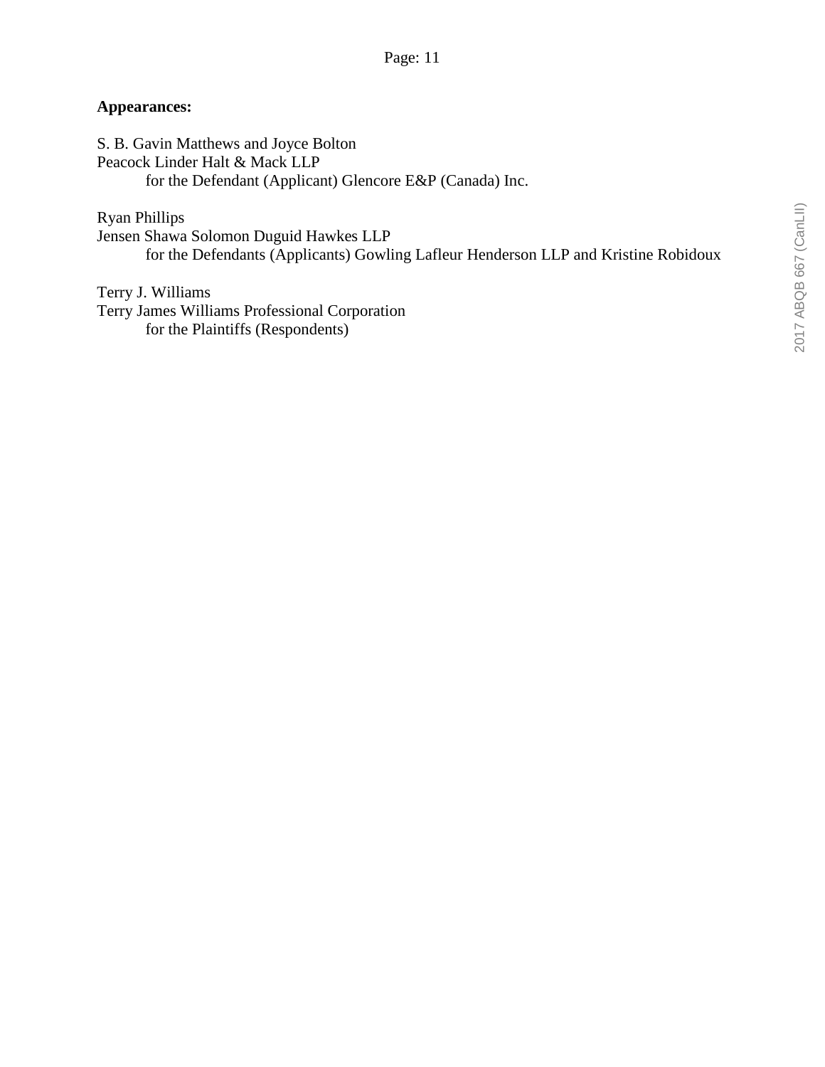**Appearances:**

S. B. Gavin Matthews and Joyce Bolton
Peacock Linder Halt & Mack LLP
for the Defendant (Applicant) Glencore E&P (Canada) Inc.

Ryan Phillips
Jensen Shawa Solomon Duguid Hawkes LLP
for the Defendants (Applicants) Gowling Lafleur Henderson LLP and Kristine Robidoux

Terry J. Williams
Terry James Williams Professional Corporation
for the Plaintiffs (Respondents)